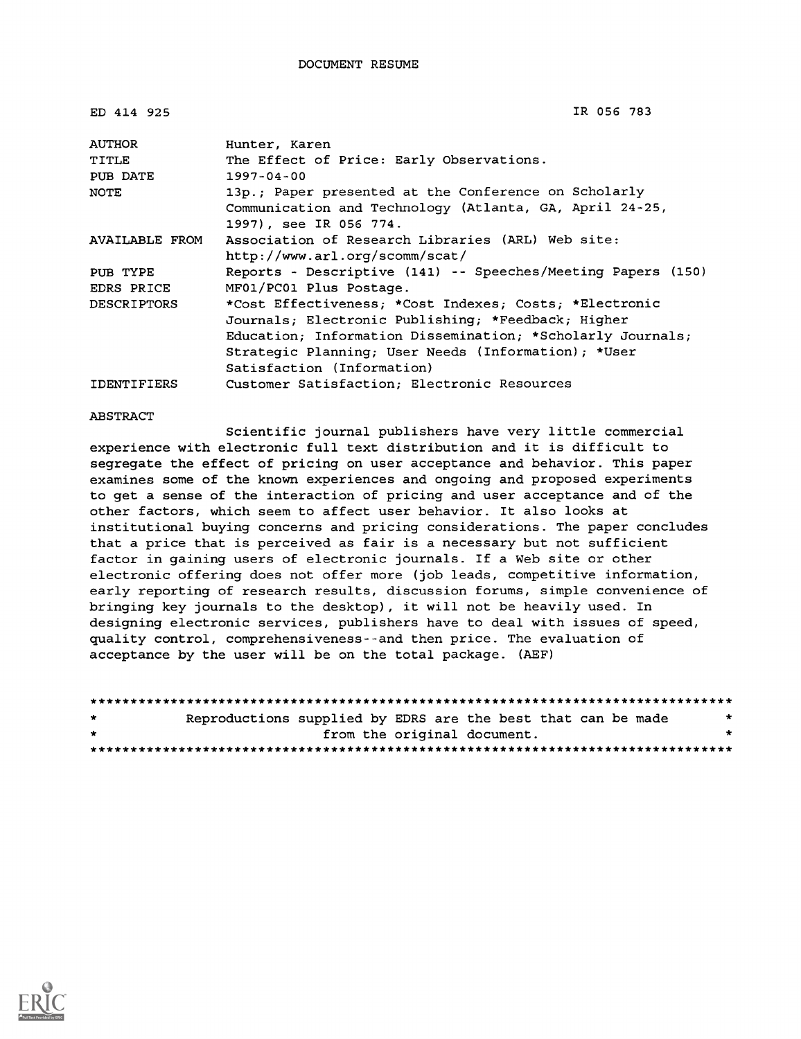DOCUMENT RESUME

ED 414 925 IR 056 783

| | |
|---|---|
| AUTHOR | Hunter, Karen |
| TITLE | The Effect of Price: Early Observations. |
| PUB DATE | 1997-04-00 |
| NOTE | 13p.; Paper presented at the Conference on Scholarly Communication and Technology (Atlanta, GA, April 24-25, 1997), see IR 056 774. |
| AVAILABLE FROM | Association of Research Libraries (ARL) Web site: http://www.arl.org/scomm/scat/ |
| PUB TYPE | Reports - Descriptive (141) -- Speeches/Meeting Papers (150) |
| EDRS PRICE | MF01/PC01 Plus Postage. |
| DESCRIPTORS | *Cost Effectiveness; *Cost Indexes; Costs; *Electronic Journals; Electronic Publishing; *Feedback; Higher Education; Information Dissemination; *Scholarly Journals; Strategic Planning; User Needs (Information); *User Satisfaction (Information) |
| IDENTIFIERS | Customer Satisfaction; Electronic Resources |

ABSTRACT

Scientific journal publishers have very little commercial experience with electronic full text distribution and it is difficult to segregate the effect of pricing on user acceptance and behavior. This paper examines some of the known experiences and ongoing and proposed experiments to get a sense of the interaction of pricing and user acceptance and of the other factors, which seem to affect user behavior. It also looks at institutional buying concerns and pricing considerations. The paper concludes that a price that is perceived as fair is a necessary but not sufficient factor in gaining users of electronic journals. If a Web site or other electronic offering does not offer more (job leads, competitive information, early reporting of research results, discussion forums, simple convenience of bringing key journals to the desktop), it will not be heavily used. In designing electronic services, publishers have to deal with issues of speed, quality control, comprehensiveness--and then price. The evaluation of acceptance by the user will be on the total package. (AEF)

********************************************************************************
* Reproductions supplied by EDRS are the best that can be made *
* from the original document. *
********************************************************************************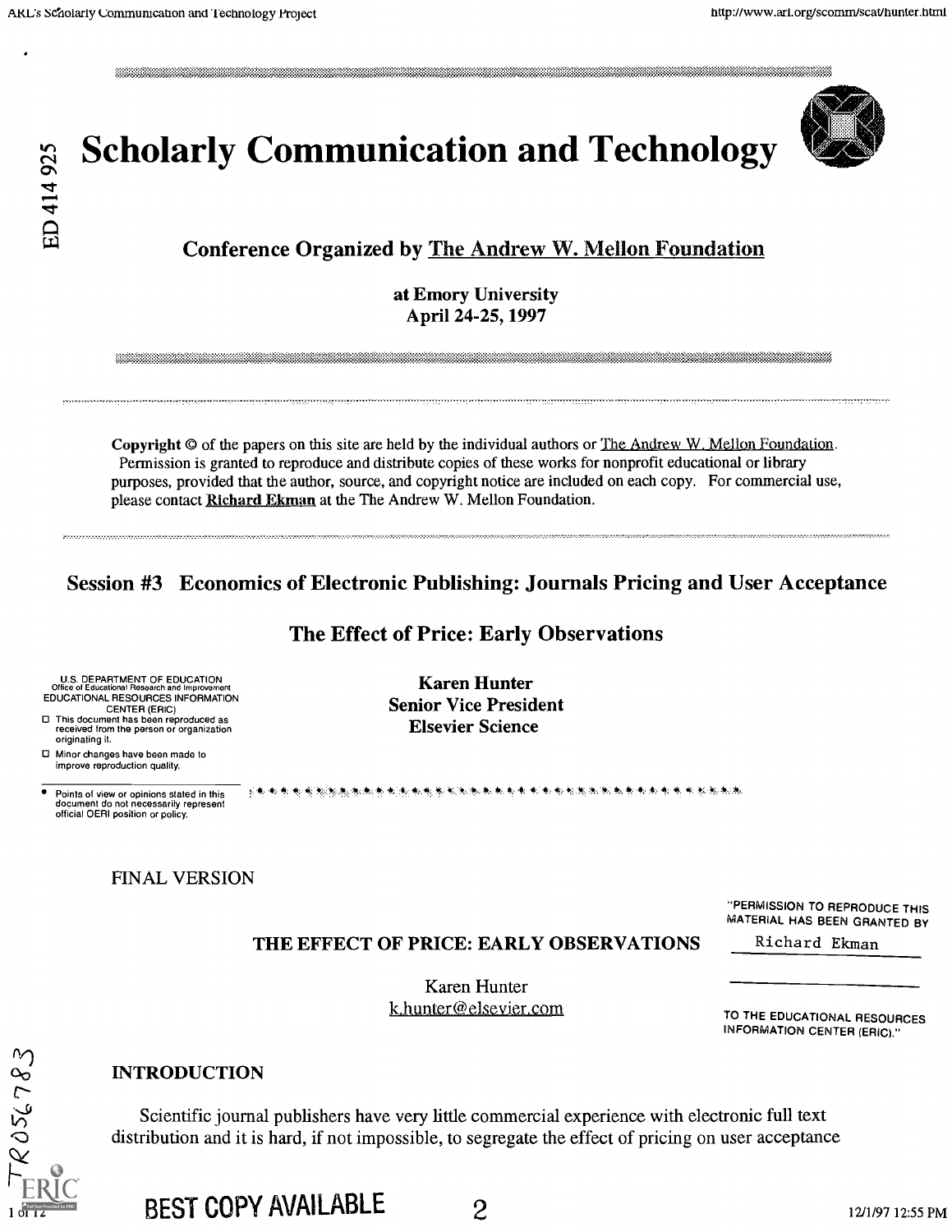# Scholarly Communication and Technology

## Conference Organized by The Andrew W. Mellon Foundation

**at Emory University**
**April 24-25, 1997**

---

**Copyright** © of the papers on this site are held by the individual authors or The Andrew W. Mellon Foundation. Permission is granted to reproduce and distribute copies of these works for nonprofit educational or library purposes, provided that the author, source, and copyright notice are included on each copy. For commercial use, please contact Richard Ekman at the The Andrew W. Mellon Foundation.

---

## Session #3 Economics of Electronic Publishing: Journals Pricing and User Acceptance

## The Effect of Price: Early Observations

**Karen Hunter**
**Senior Vice President**
**Elsevier Science**

FINAL VERSION

### THE EFFECT OF PRICE: EARLY OBSERVATIONS

Karen Hunter
k.hunter@elsevier.com

#### INTRODUCTION

Scientific journal publishers have very little commercial experience with electronic full text distribution and it is hard, if not impossible, to segregate the effect of pricing on user acceptance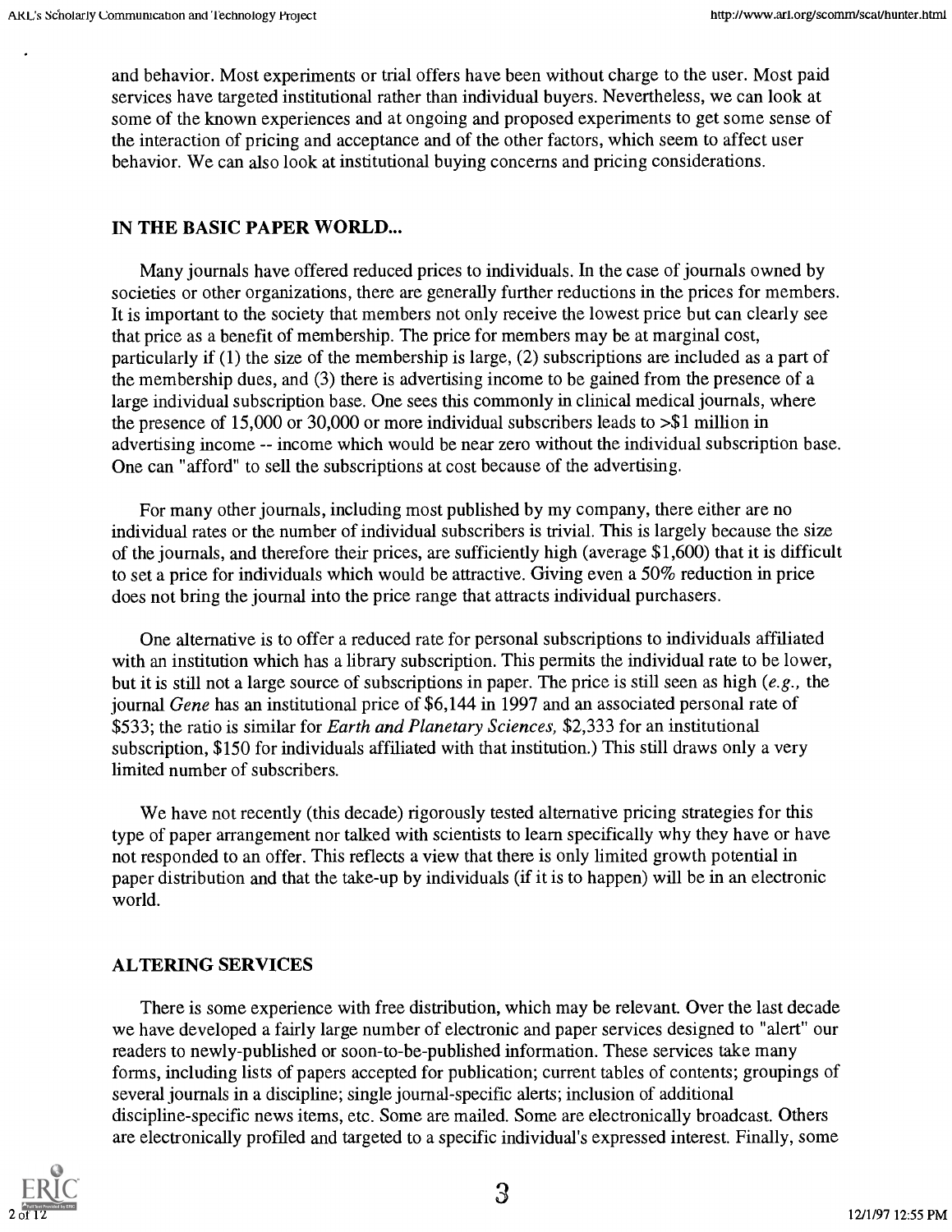and behavior. Most experiments or trial offers have been without charge to the user. Most paid services have targeted institutional rather than individual buyers. Nevertheless, we can look at some of the known experiences and at ongoing and proposed experiments to get some sense of the interaction of pricing and acceptance and of the other factors, which seem to affect user behavior. We can also look at institutional buying concerns and pricing considerations.

## IN THE BASIC PAPER WORLD...

Many journals have offered reduced prices to individuals. In the case of journals owned by societies or other organizations, there are generally further reductions in the prices for members. It is important to the society that members not only receive the lowest price but can clearly see that price as a benefit of membership. The price for members may be at marginal cost, particularly if (1) the size of the membership is large, (2) subscriptions are included as a part of the membership dues, and (3) there is advertising income to be gained from the presence of a large individual subscription base. One sees this commonly in clinical medical journals, where the presence of 15,000 or 30,000 or more individual subscribers leads to >$1 million in advertising income -- income which would be near zero without the individual subscription base. One can "afford" to sell the subscriptions at cost because of the advertising.

For many other journals, including most published by my company, there either are no individual rates or the number of individual subscribers is trivial. This is largely because the size of the journals, and therefore their prices, are sufficiently high (average $1,600) that it is difficult to set a price for individuals which would be attractive. Giving even a 50% reduction in price does not bring the journal into the price range that attracts individual purchasers.

One alternative is to offer a reduced rate for personal subscriptions to individuals affiliated with an institution which has a library subscription. This permits the individual rate to be lower, but it is still not a large source of subscriptions in paper. The price is still seen as high (*e.g.,* the journal *Gene* has an institutional price of $6,144 in 1997 and an associated personal rate of $533; the ratio is similar for *Earth and Planetary Sciences,* $2,333 for an institutional subscription, $150 for individuals affiliated with that institution.) This still draws only a very limited number of subscribers.

We have not recently (this decade) rigorously tested alternative pricing strategies for this type of paper arrangement nor talked with scientists to learn specifically why they have or have not responded to an offer. This reflects a view that there is only limited growth potential in paper distribution and that the take-up by individuals (if it is to happen) will be in an electronic world.

## ALTERING SERVICES

There is some experience with free distribution, which may be relevant. Over the last decade we have developed a fairly large number of electronic and paper services designed to "alert" our readers to newly-published or soon-to-be-published information. These services take many forms, including lists of papers accepted for publication; current tables of contents; groupings of several journals in a discipline; single journal-specific alerts; inclusion of additional discipline-specific news items, etc. Some are mailed. Some are electronically broadcast. Others are electronically profiled and targeted to a specific individual's expressed interest. Finally, some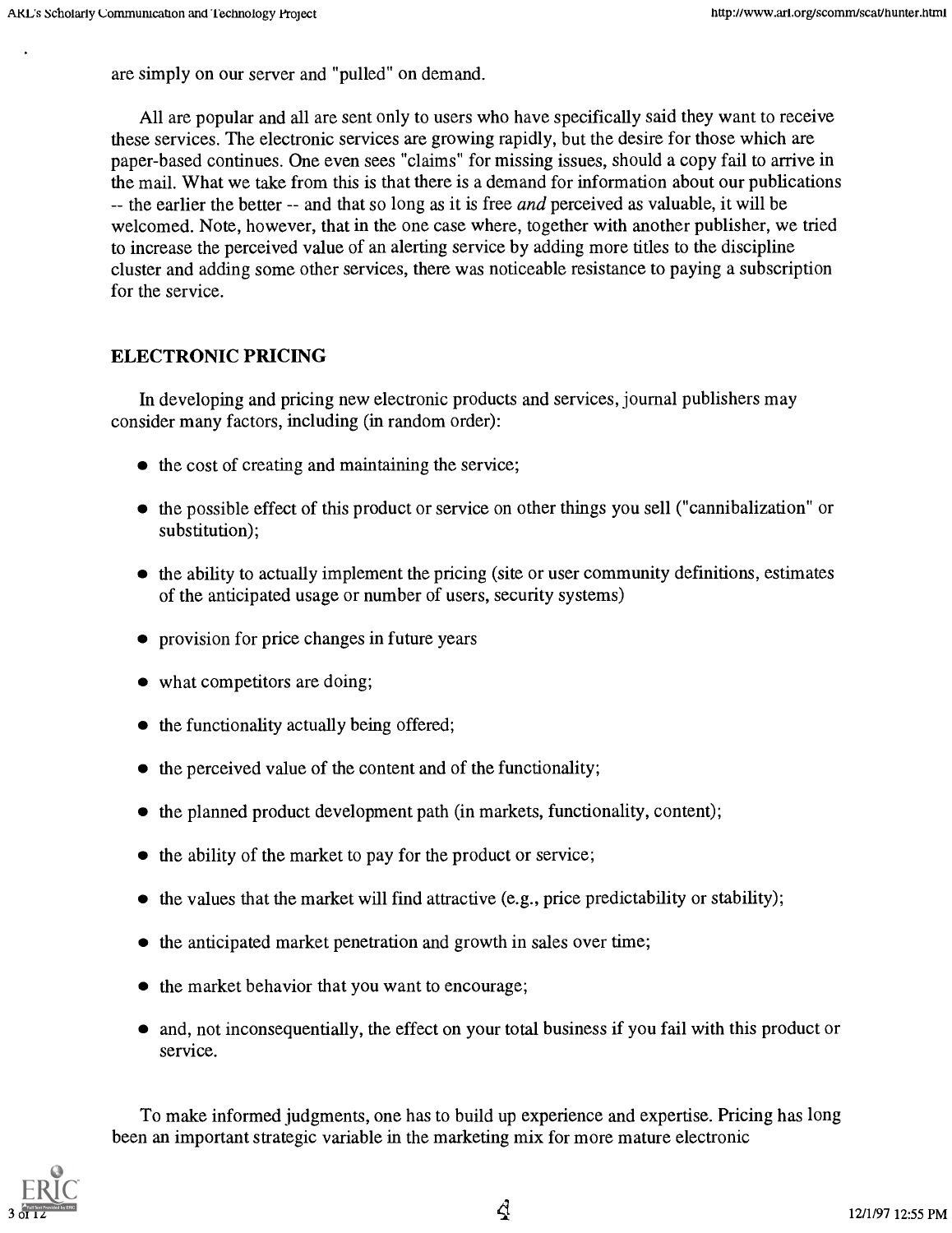are simply on our server and "pulled" on demand.

All are popular and all are sent only to users who have specifically said they want to receive these services. The electronic services are growing rapidly, but the desire for those which are paper-based continues. One even sees "claims" for missing issues, should a copy fail to arrive in the mail. What we take from this is that there is a demand for information about our publications -- the earlier the better -- and that so long as it is free *and* perceived as valuable, it will be welcomed. Note, however, that in the one case where, together with another publisher, we tried to increase the perceived value of an alerting service by adding more titles to the discipline cluster and adding some other services, there was noticeable resistance to paying a subscription for the service.

## ELECTRONIC PRICING

In developing and pricing new electronic products and services, journal publishers may consider many factors, including (in random order):

- the cost of creating and maintaining the service;
- the possible effect of this product or service on other things you sell ("cannibalization" or substitution);
- the ability to actually implement the pricing (site or user community definitions, estimates of the anticipated usage or number of users, security systems)
- provision for price changes in future years
- what competitors are doing;
- the functionality actually being offered;
- the perceived value of the content and of the functionality;
- the planned product development path (in markets, functionality, content);
- the ability of the market to pay for the product or service;
- the values that the market will find attractive (e.g., price predictability or stability);
- the anticipated market penetration and growth in sales over time;
- the market behavior that you want to encourage;
- and, not inconsequentially, the effect on your total business if you fail with this product or service.

To make informed judgments, one has to build up experience and expertise. Pricing has long been an important strategic variable in the marketing mix for more mature electronic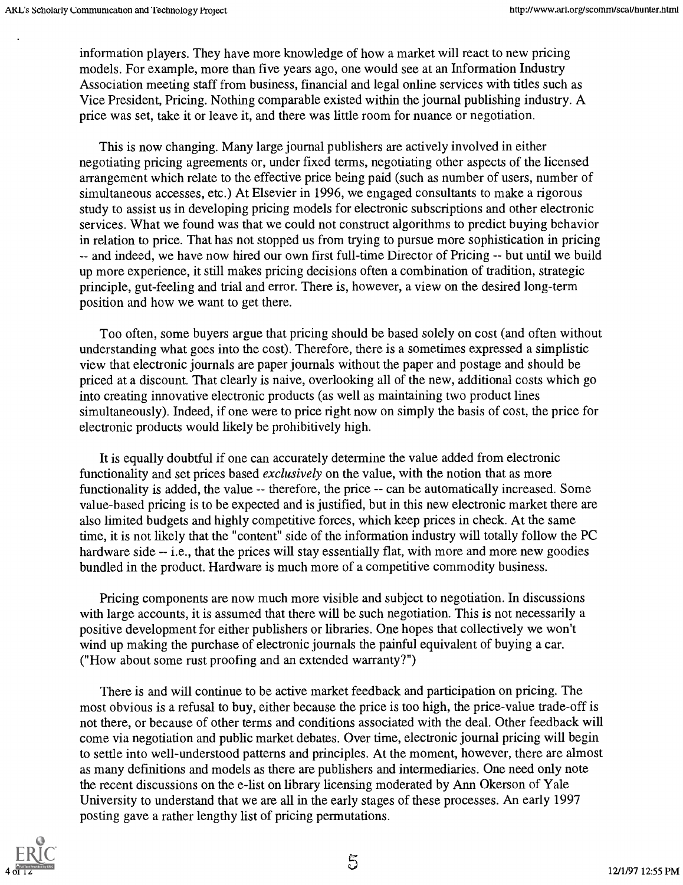information players. They have more knowledge of how a market will react to new pricing models. For example, more than five years ago, one would see at an Information Industry Association meeting staff from business, financial and legal online services with titles such as Vice President, Pricing. Nothing comparable existed within the journal publishing industry. A price was set, take it or leave it, and there was little room for nuance or negotiation.

This is now changing. Many large journal publishers are actively involved in either negotiating pricing agreements or, under fixed terms, negotiating other aspects of the licensed arrangement which relate to the effective price being paid (such as number of users, number of simultaneous accesses, etc.) At Elsevier in 1996, we engaged consultants to make a rigorous study to assist us in developing pricing models for electronic subscriptions and other electronic services. What we found was that we could not construct algorithms to predict buying behavior in relation to price. That has not stopped us from trying to pursue more sophistication in pricing -- and indeed, we have now hired our own first full-time Director of Pricing -- but until we build up more experience, it still makes pricing decisions often a combination of tradition, strategic principle, gut-feeling and trial and error. There is, however, a view on the desired long-term position and how we want to get there.

Too often, some buyers argue that pricing should be based solely on cost (and often without understanding what goes into the cost). Therefore, there is a sometimes expressed a simplistic view that electronic journals are paper journals without the paper and postage and should be priced at a discount. That clearly is naive, overlooking all of the new, additional costs which go into creating innovative electronic products (as well as maintaining two product lines simultaneously). Indeed, if one were to price right now on simply the basis of cost, the price for electronic products would likely be prohibitively high.

It is equally doubtful if one can accurately determine the value added from electronic functionality and set prices based *exclusively* on the value, with the notion that as more functionality is added, the value -- therefore, the price -- can be automatically increased. Some value-based pricing is to be expected and is justified, but in this new electronic market there are also limited budgets and highly competitive forces, which keep prices in check. At the same time, it is not likely that the "content" side of the information industry will totally follow the PC hardware side -- i.e., that the prices will stay essentially flat, with more and more new goodies bundled in the product. Hardware is much more of a competitive commodity business.

Pricing components are now much more visible and subject to negotiation. In discussions with large accounts, it is assumed that there will be such negotiation. This is not necessarily a positive development for either publishers or libraries. One hopes that collectively we won't wind up making the purchase of electronic journals the painful equivalent of buying a car. ("How about some rust proofing and an extended warranty?")

There is and will continue to be active market feedback and participation on pricing. The most obvious is a refusal to buy, either because the price is too high, the price-value trade-off is not there, or because of other terms and conditions associated with the deal. Other feedback will come via negotiation and public market debates. Over time, electronic journal pricing will begin to settle into well-understood patterns and principles. At the moment, however, there are almost as many definitions and models as there are publishers and intermediaries. One need only note the recent discussions on the e-list on library licensing moderated by Ann Okerson of Yale University to understand that we are all in the early stages of these processes. An early 1997 posting gave a rather lengthy list of pricing permutations.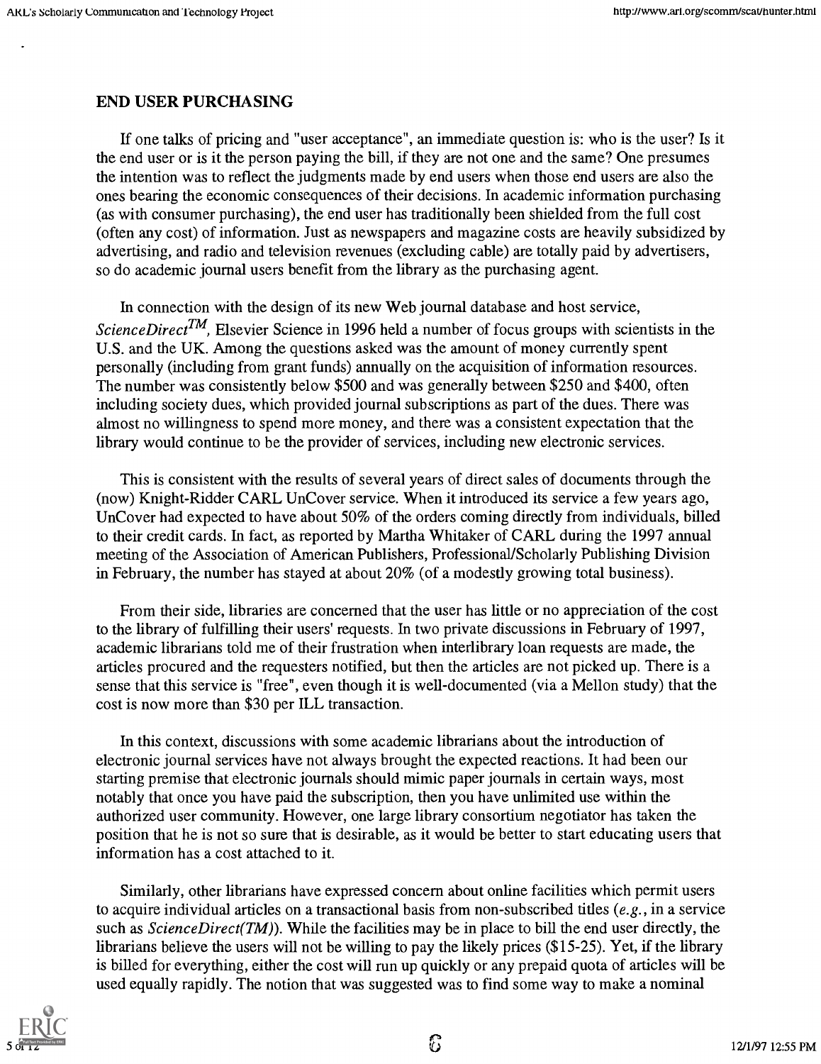## END USER PURCHASING

If one talks of pricing and "user acceptance", an immediate question is: who is the user? Is it the end user or is it the person paying the bill, if they are not one and the same? One presumes the intention was to reflect the judgments made by end users when those end users are also the ones bearing the economic consequences of their decisions. In academic information purchasing (as with consumer purchasing), the end user has traditionally been shielded from the full cost (often any cost) of information. Just as newspapers and magazine costs are heavily subsidized by advertising, and radio and television revenues (excluding cable) are totally paid by advertisers, so do academic journal users benefit from the library as the purchasing agent.

In connection with the design of its new Web journal database and host service, *ScienceDirect*™, Elsevier Science in 1996 held a number of focus groups with scientists in the U.S. and the UK. Among the questions asked was the amount of money currently spent personally (including from grant funds) annually on the acquisition of information resources. The number was consistently below $500 and was generally between $250 and $400, often including society dues, which provided journal subscriptions as part of the dues. There was almost no willingness to spend more money, and there was a consistent expectation that the library would continue to be the provider of services, including new electronic services.

This is consistent with the results of several years of direct sales of documents through the (now) Knight-Ridder CARL UnCover service. When it introduced its service a few years ago, UnCover had expected to have about 50% of the orders coming directly from individuals, billed to their credit cards. In fact, as reported by Martha Whitaker of CARL during the 1997 annual meeting of the Association of American Publishers, Professional/Scholarly Publishing Division in February, the number has stayed at about 20% (of a modestly growing total business).

From their side, libraries are concerned that the user has little or no appreciation of the cost to the library of fulfilling their users' requests. In two private discussions in February of 1997, academic librarians told me of their frustration when interlibrary loan requests are made, the articles procured and the requesters notified, but then the articles are not picked up. There is a sense that this service is "free", even though it is well-documented (via a Mellon study) that the cost is now more than $30 per ILL transaction.

In this context, discussions with some academic librarians about the introduction of electronic journal services have not always brought the expected reactions. It had been our starting premise that electronic journals should mimic paper journals in certain ways, most notably that once you have paid the subscription, then you have unlimited use within the authorized user community. However, one large library consortium negotiator has taken the position that he is not so sure that is desirable, as it would be better to start educating users that information has a cost attached to it.

Similarly, other librarians have expressed concern about online facilities which permit users to acquire individual articles on a transactional basis from non-subscribed titles (*e.g.*, in a service such as *ScienceDirect(TM)*). While the facilities may be in place to bill the end user directly, the librarians believe the users will not be willing to pay the likely prices ($15-25). Yet, if the library is billed for everything, either the cost will run up quickly or any prepaid quota of articles will be used equally rapidly. The notion that was suggested was to find some way to make a nominal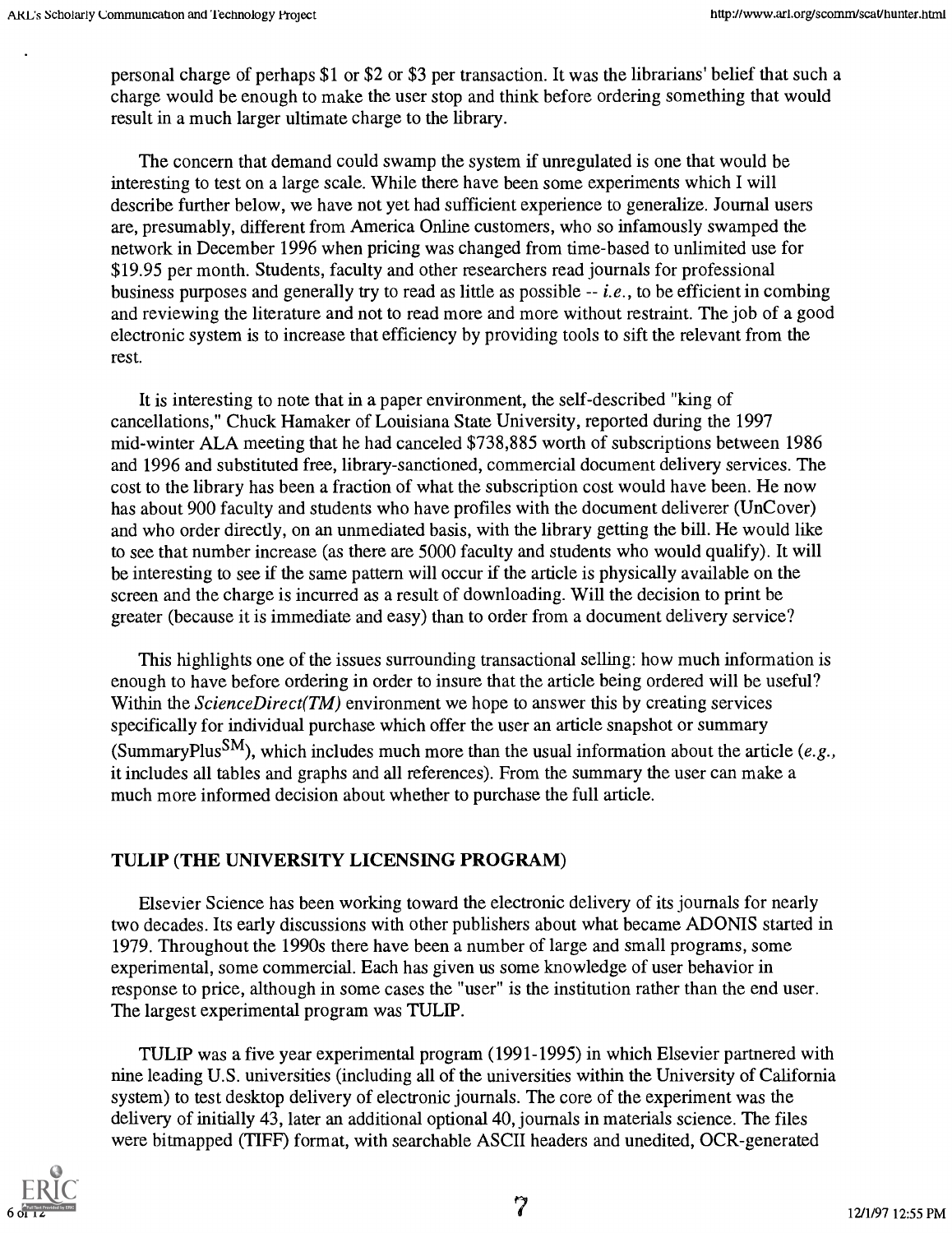personal charge of perhaps $1 or $2 or $3 per transaction. It was the librarians' belief that such a charge would be enough to make the user stop and think before ordering something that would result in a much larger ultimate charge to the library.

The concern that demand could swamp the system if unregulated is one that would be interesting to test on a large scale. While there have been some experiments which I will describe further below, we have not yet had sufficient experience to generalize. Journal users are, presumably, different from America Online customers, who so infamously swamped the network in December 1996 when pricing was changed from time-based to unlimited use for $19.95 per month. Students, faculty and other researchers read journals for professional business purposes and generally try to read as little as possible -- *i.e.*, to be efficient in combing and reviewing the literature and not to read more and more without restraint. The job of a good electronic system is to increase that efficiency by providing tools to sift the relevant from the rest.

It is interesting to note that in a paper environment, the self-described "king of cancellations," Chuck Hamaker of Louisiana State University, reported during the 1997 mid-winter ALA meeting that he had canceled $738,885 worth of subscriptions between 1986 and 1996 and substituted free, library-sanctioned, commercial document delivery services. The cost to the library has been a fraction of what the subscription cost would have been. He now has about 900 faculty and students who have profiles with the document deliverer (UnCover) and who order directly, on an unmediated basis, with the library getting the bill. He would like to see that number increase (as there are 5000 faculty and students who would qualify). It will be interesting to see if the same pattern will occur if the article is physically available on the screen and the charge is incurred as a result of downloading. Will the decision to print be greater (because it is immediate and easy) than to order from a document delivery service?

This highlights one of the issues surrounding transactional selling: how much information is enough to have before ordering in order to insure that the article being ordered will be useful? Within the *ScienceDirect(TM)* environment we hope to answer this by creating services specifically for individual purchase which offer the user an article snapshot or summary (SummaryPlus[SM]), which includes much more than the usual information about the article (*e.g.*, it includes all tables and graphs and all references). From the summary the user can make a much more informed decision about whether to purchase the full article.

## TULIP (THE UNIVERSITY LICENSING PROGRAM)

Elsevier Science has been working toward the electronic delivery of its journals for nearly two decades. Its early discussions with other publishers about what became ADONIS started in 1979. Throughout the 1990s there have been a number of large and small programs, some experimental, some commercial. Each has given us some knowledge of user behavior in response to price, although in some cases the "user" is the institution rather than the end user. The largest experimental program was TULIP.

TULIP was a five year experimental program (1991-1995) in which Elsevier partnered with nine leading U.S. universities (including all of the universities within the University of California system) to test desktop delivery of electronic journals. The core of the experiment was the delivery of initially 43, later an additional optional 40, journals in materials science. The files were bitmapped (TIFF) format, with searchable ASCII headers and unedited, OCR-generated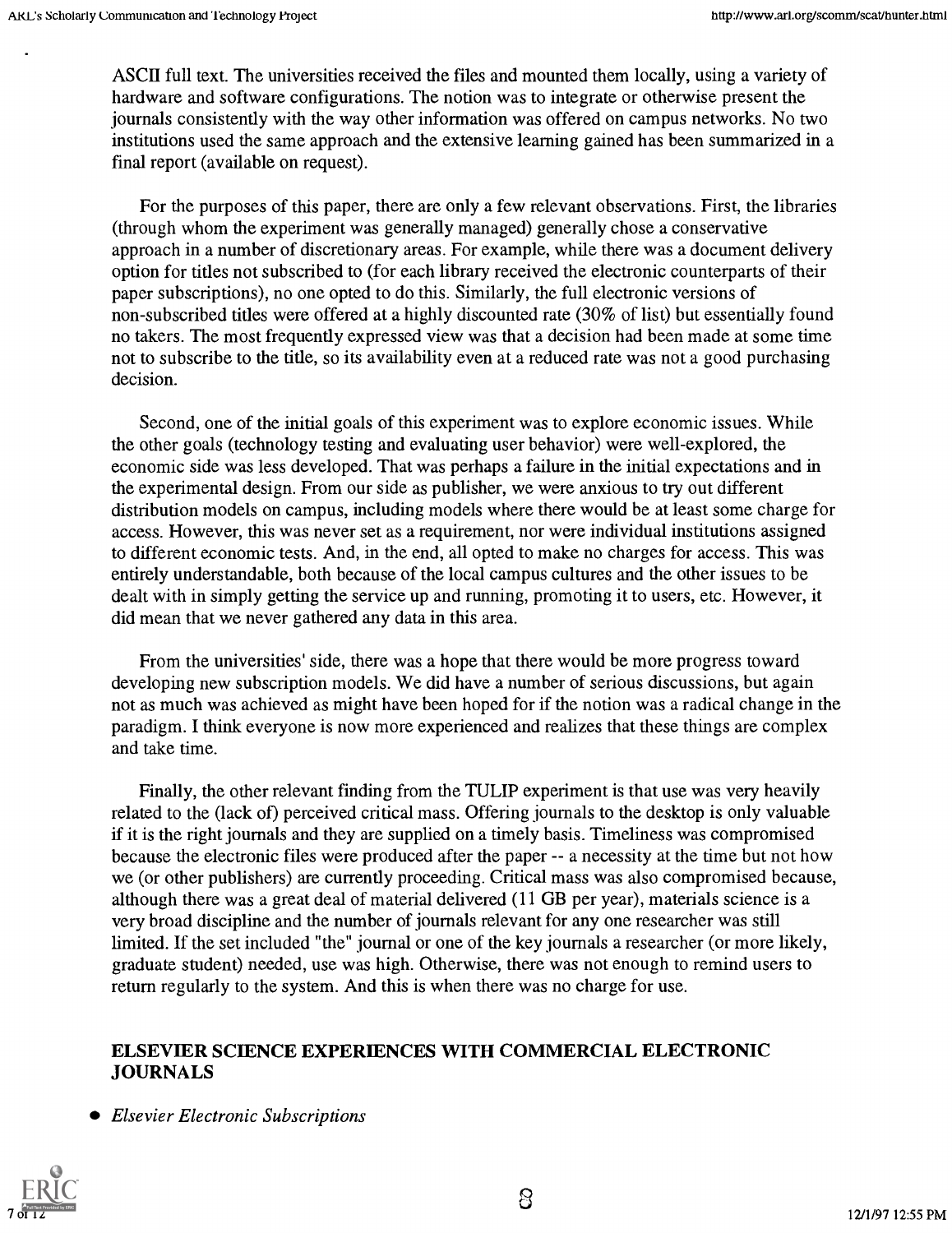ASCII full text. The universities received the files and mounted them locally, using a variety of hardware and software configurations. The notion was to integrate or otherwise present the journals consistently with the way other information was offered on campus networks. No two institutions used the same approach and the extensive learning gained has been summarized in a final report (available on request).

For the purposes of this paper, there are only a few relevant observations. First, the libraries (through whom the experiment was generally managed) generally chose a conservative approach in a number of discretionary areas. For example, while there was a document delivery option for titles not subscribed to (for each library received the electronic counterparts of their paper subscriptions), no one opted to do this. Similarly, the full electronic versions of non-subscribed titles were offered at a highly discounted rate (30% of list) but essentially found no takers. The most frequently expressed view was that a decision had been made at some time not to subscribe to the title, so its availability even at a reduced rate was not a good purchasing decision.

Second, one of the initial goals of this experiment was to explore economic issues. While the other goals (technology testing and evaluating user behavior) were well-explored, the economic side was less developed. That was perhaps a failure in the initial expectations and in the experimental design. From our side as publisher, we were anxious to try out different distribution models on campus, including models where there would be at least some charge for access. However, this was never set as a requirement, nor were individual institutions assigned to different economic tests. And, in the end, all opted to make no charges for access. This was entirely understandable, both because of the local campus cultures and the other issues to be dealt with in simply getting the service up and running, promoting it to users, etc. However, it did mean that we never gathered any data in this area.

From the universities' side, there was a hope that there would be more progress toward developing new subscription models. We did have a number of serious discussions, but again not as much was achieved as might have been hoped for if the notion was a radical change in the paradigm. I think everyone is now more experienced and realizes that these things are complex and take time.

Finally, the other relevant finding from the TULIP experiment is that use was very heavily related to the (lack of) perceived critical mass. Offering journals to the desktop is only valuable if it is the right journals and they are supplied on a timely basis. Timeliness was compromised because the electronic files were produced after the paper -- a necessity at the time but not how we (or other publishers) are currently proceeding. Critical mass was also compromised because, although there was a great deal of material delivered (11 GB per year), materials science is a very broad discipline and the number of journals relevant for any one researcher was still limited. If the set included "the" journal or one of the key journals a researcher (or more likely, graduate student) needed, use was high. Otherwise, there was not enough to remind users to return regularly to the system. And this is when there was no charge for use.

## ELSEVIER SCIENCE EXPERIENCES WITH COMMERCIAL ELECTRONIC JOURNALS

- *Elsevier Electronic Subscriptions*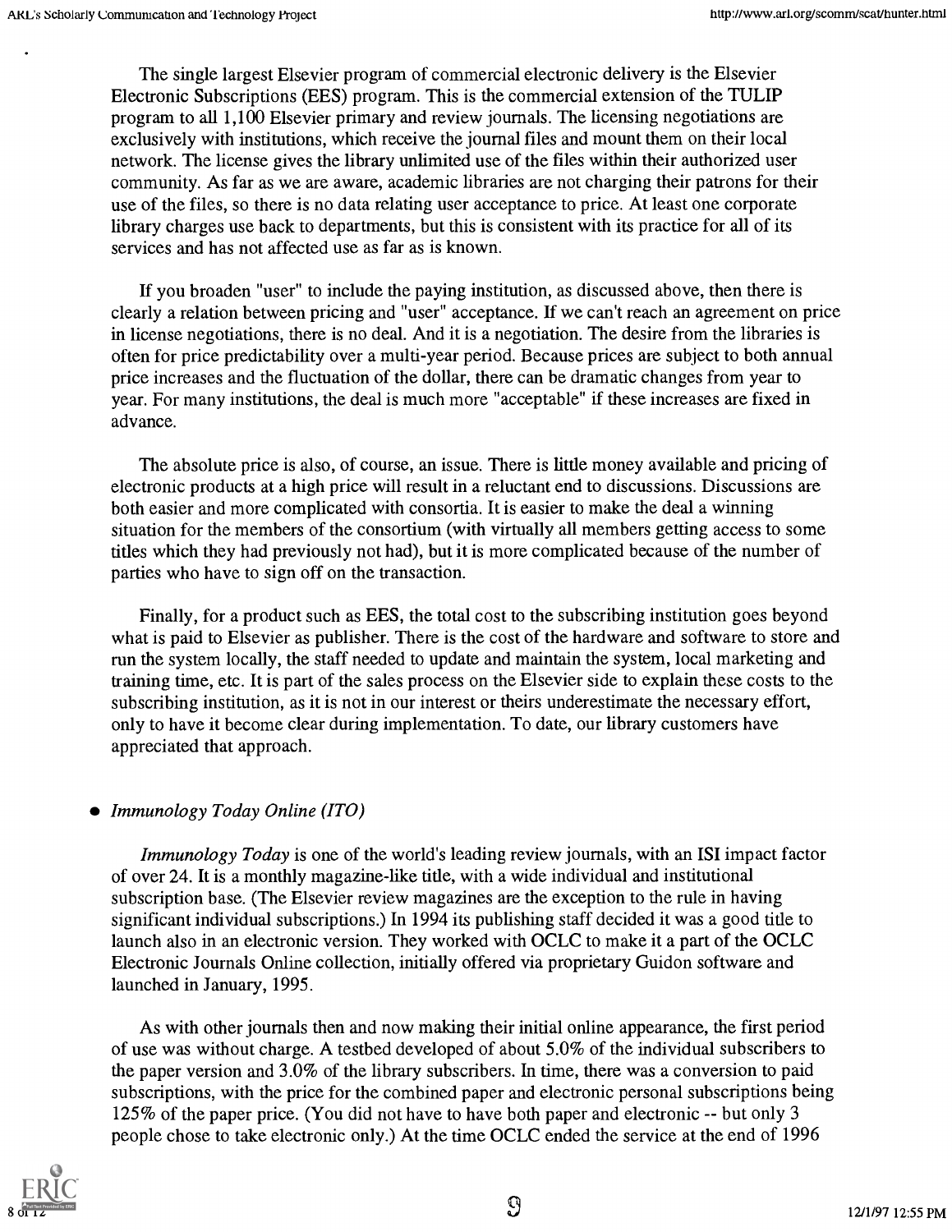The single largest Elsevier program of commercial electronic delivery is the Elsevier Electronic Subscriptions (EES) program. This is the commercial extension of the TULIP program to all 1,100 Elsevier primary and review journals. The licensing negotiations are exclusively with institutions, which receive the journal files and mount them on their local network. The license gives the library unlimited use of the files within their authorized user community. As far as we are aware, academic libraries are not charging their patrons for their use of the files, so there is no data relating user acceptance to price. At least one corporate library charges use back to departments, but this is consistent with its practice for all of its services and has not affected use as far as is known.

If you broaden "user" to include the paying institution, as discussed above, then there is clearly a relation between pricing and "user" acceptance. If we can't reach an agreement on price in license negotiations, there is no deal. And it is a negotiation. The desire from the libraries is often for price predictability over a multi-year period. Because prices are subject to both annual price increases and the fluctuation of the dollar, there can be dramatic changes from year to year. For many institutions, the deal is much more "acceptable" if these increases are fixed in advance.

The absolute price is also, of course, an issue. There is little money available and pricing of electronic products at a high price will result in a reluctant end to discussions. Discussions are both easier and more complicated with consortia. It is easier to make the deal a winning situation for the members of the consortium (with virtually all members getting access to some titles which they had previously not had), but it is more complicated because of the number of parties who have to sign off on the transaction.

Finally, for a product such as EES, the total cost to the subscribing institution goes beyond what is paid to Elsevier as publisher. There is the cost of the hardware and software to store and run the system locally, the staff needed to update and maintain the system, local marketing and training time, etc. It is part of the sales process on the Elsevier side to explain these costs to the subscribing institution, as it is not in our interest or theirs underestimate the necessary effort, only to have it become clear during implementation. To date, our library customers have appreciated that approach.

- *Immunology Today Online (ITO)*

*Immunology Today* is one of the world's leading review journals, with an ISI impact factor of over 24. It is a monthly magazine-like title, with a wide individual and institutional subscription base. (The Elsevier review magazines are the exception to the rule in having significant individual subscriptions.) In 1994 its publishing staff decided it was a good title to launch also in an electronic version. They worked with OCLC to make it a part of the OCLC Electronic Journals Online collection, initially offered via proprietary Guidon software and launched in January, 1995.

As with other journals then and now making their initial online appearance, the first period of use was without charge. A testbed developed of about 5.0% of the individual subscribers to the paper version and 3.0% of the library subscribers. In time, there was a conversion to paid subscriptions, with the price for the combined paper and electronic personal subscriptions being 125% of the paper price. (You did not have to have both paper and electronic -- but only 3 people chose to take electronic only.) At the time OCLC ended the service at the end of 1996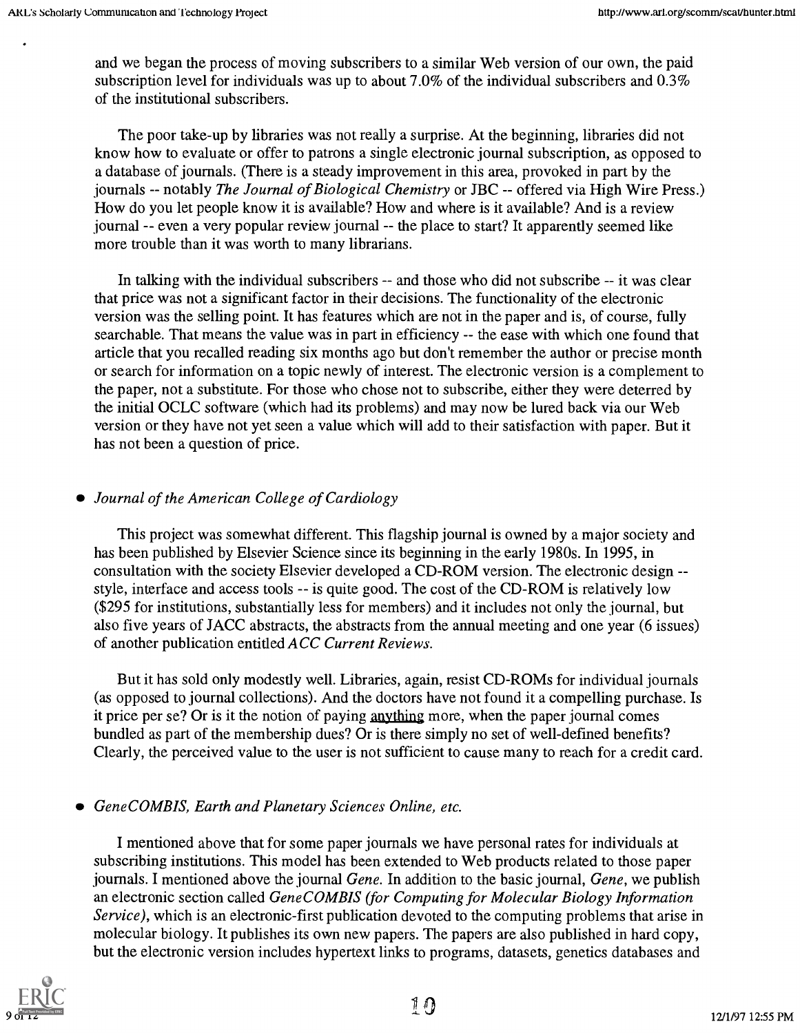and we began the process of moving subscribers to a similar Web version of our own, the paid subscription level for individuals was up to about 7.0% of the individual subscribers and 0.3% of the institutional subscribers.

The poor take-up by libraries was not really a surprise. At the beginning, libraries did not know how to evaluate or offer to patrons a single electronic journal subscription, as opposed to a database of journals. (There is a steady improvement in this area, provoked in part by the journals -- notably *The Journal of Biological Chemistry* or JBC -- offered via High Wire Press.) How do you let people know it is available? How and where is it available? And is a review journal -- even a very popular review journal -- the place to start? It apparently seemed like more trouble than it was worth to many librarians.

In talking with the individual subscribers -- and those who did not subscribe -- it was clear that price was not a significant factor in their decisions. The functionality of the electronic version was the selling point. It has features which are not in the paper and is, of course, fully searchable. That means the value was in part in efficiency -- the ease with which one found that article that you recalled reading six months ago but don't remember the author or precise month or search for information on a topic newly of interest. The electronic version is a complement to the paper, not a substitute. For those who chose not to subscribe, either they were deterred by the initial OCLC software (which had its problems) and may now be lured back via our Web version or they have not yet seen a value which will add to their satisfaction with paper. But it has not been a question of price.

- *Journal of the American College of Cardiology*

This project was somewhat different. This flagship journal is owned by a major society and has been published by Elsevier Science since its beginning in the early 1980s. In 1995, in consultation with the society Elsevier developed a CD-ROM version. The electronic design -- style, interface and access tools -- is quite good. The cost of the CD-ROM is relatively low ($295 for institutions, substantially less for members) and it includes not only the journal, but also five years of JACC abstracts, the abstracts from the annual meeting and one year (6 issues) of another publication entitled *ACC Current Reviews.*

But it has sold only modestly well. Libraries, again, resist CD-ROMs for individual journals (as opposed to journal collections). And the doctors have not found it a compelling purchase. Is it price per se? Or is it the notion of paying anything more, when the paper journal comes bundled as part of the membership dues? Or is there simply no set of well-defined benefits? Clearly, the perceived value to the user is not sufficient to cause many to reach for a credit card.

- *GeneCOMBIS, Earth and Planetary Sciences Online, etc.*

I mentioned above that for some paper journals we have personal rates for individuals at subscribing institutions. This model has been extended to Web products related to those paper journals. I mentioned above the journal *Gene*. In addition to the basic journal, *Gene*, we publish an electronic section called *GeneCOMBIS (for Computing for Molecular Biology Information Service)*, which is an electronic-first publication devoted to the computing problems that arise in molecular biology. It publishes its own new papers. The papers are also published in hard copy, but the electronic version includes hypertext links to programs, datasets, genetics databases and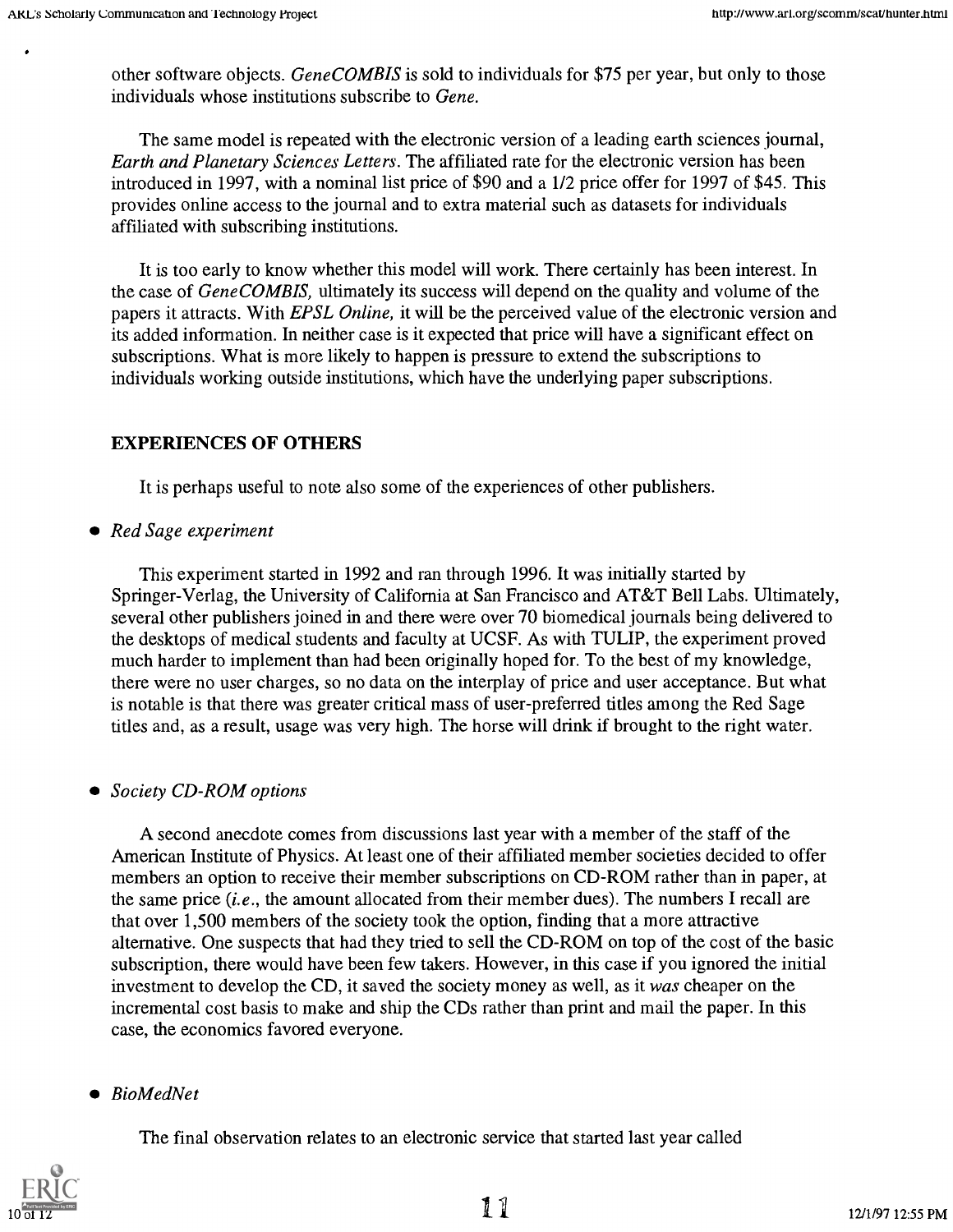other software objects. *GeneCOMBIS* is sold to individuals for $75 per year, but only to those individuals whose institutions subscribe to *Gene*.

The same model is repeated with the electronic version of a leading earth sciences journal, *Earth and Planetary Sciences Letters*. The affiliated rate for the electronic version has been introduced in 1997, with a nominal list price of $90 and a 1/2 price offer for 1997 of $45. This provides online access to the journal and to extra material such as datasets for individuals affiliated with subscribing institutions.

It is too early to know whether this model will work. There certainly has been interest. In the case of *GeneCOMBIS,* ultimately its success will depend on the quality and volume of the papers it attracts. With *EPSL Online,* it will be the perceived value of the electronic version and its added information. In neither case is it expected that price will have a significant effect on subscriptions. What is more likely to happen is pressure to extend the subscriptions to individuals working outside institutions, which have the underlying paper subscriptions.

## EXPERIENCES OF OTHERS

It is perhaps useful to note also some of the experiences of other publishers.

- *Red Sage experiment*

This experiment started in 1992 and ran through 1996. It was initially started by Springer-Verlag, the University of California at San Francisco and AT&T Bell Labs. Ultimately, several other publishers joined in and there were over 70 biomedical journals being delivered to the desktops of medical students and faculty at UCSF. As with TULIP, the experiment proved much harder to implement than had been originally hoped for. To the best of my knowledge, there were no user charges, so no data on the interplay of price and user acceptance. But what is notable is that there was greater critical mass of user-preferred titles among the Red Sage titles and, as a result, usage was very high. The horse will drink if brought to the right water.

- *Society CD-ROM options*

A second anecdote comes from discussions last year with a member of the staff of the American Institute of Physics. At least one of their affiliated member societies decided to offer members an option to receive their member subscriptions on CD-ROM rather than in paper, at the same price (*i.e.*, the amount allocated from their member dues). The numbers I recall are that over 1,500 members of the society took the option, finding that a more attractive alternative. One suspects that had they tried to sell the CD-ROM on top of the cost of the basic subscription, there would have been few takers. However, in this case if you ignored the initial investment to develop the CD, it saved the society money as well, as it *was* cheaper on the incremental cost basis to make and ship the CDs rather than print and mail the paper. In this case, the economics favored everyone.

- *BioMedNet*

The final observation relates to an electronic service that started last year called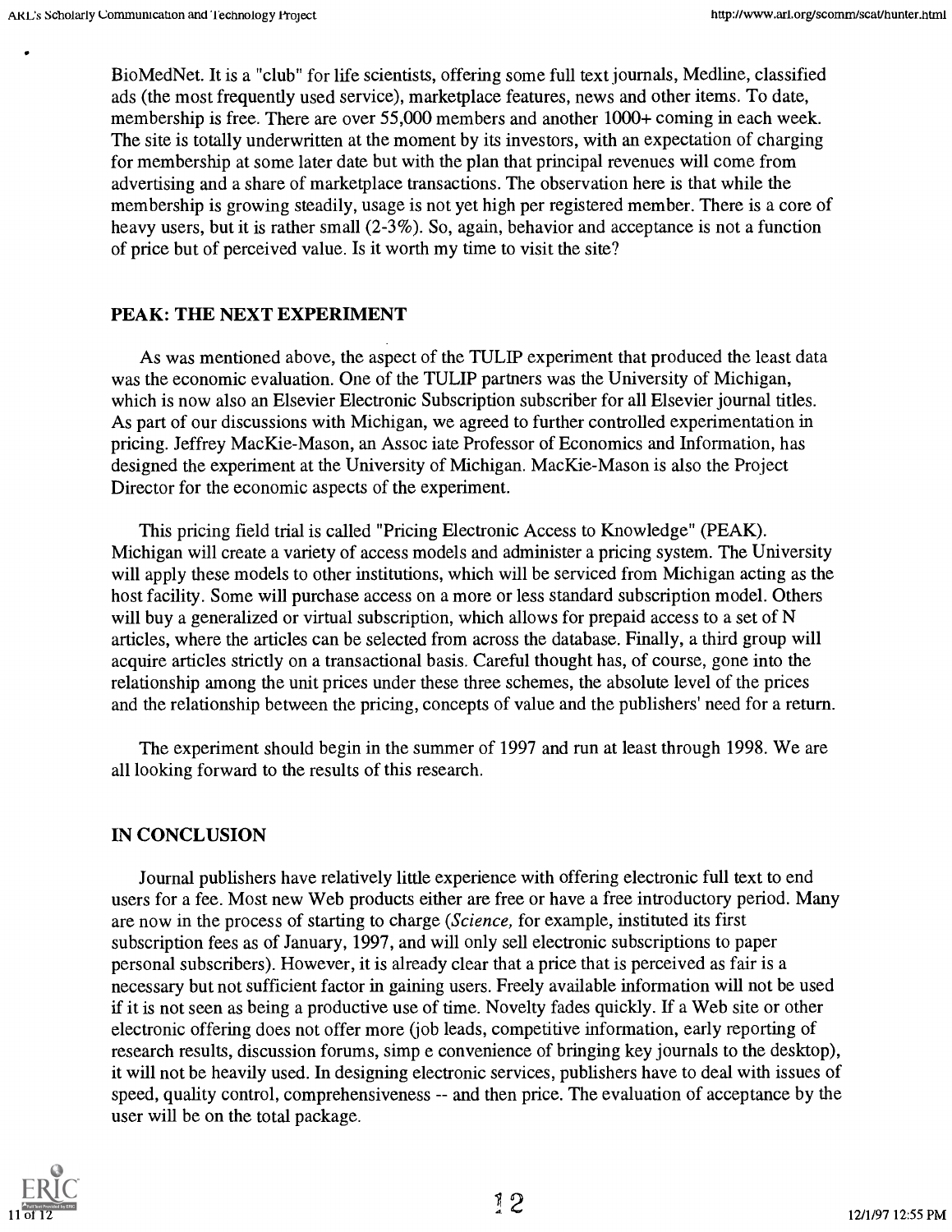BioMedNet. It is a "club" for life scientists, offering some full text journals, Medline, classified ads (the most frequently used service), marketplace features, news and other items. To date, membership is free. There are over 55,000 members and another 1000+ coming in each week. The site is totally underwritten at the moment by its investors, with an expectation of charging for membership at some later date but with the plan that principal revenues will come from advertising and a share of marketplace transactions. The observation here is that while the membership is growing steadily, usage is not yet high per registered member. There is a core of heavy users, but it is rather small (2-3%). So, again, behavior and acceptance is not a function of price but of perceived value. Is it worth my time to visit the site?

## PEAK: THE NEXT EXPERIMENT

As was mentioned above, the aspect of the TULIP experiment that produced the least data was the economic evaluation. One of the TULIP partners was the University of Michigan, which is now also an Elsevier Electronic Subscription subscriber for all Elsevier journal titles. As part of our discussions with Michigan, we agreed to further controlled experimentation in pricing. Jeffrey MacKie-Mason, an Assoc iate Professor of Economics and Information, has designed the experiment at the University of Michigan. MacKie-Mason is also the Project Director for the economic aspects of the experiment.

This pricing field trial is called "Pricing Electronic Access to Knowledge" (PEAK). Michigan will create a variety of access models and administer a pricing system. The University will apply these models to other institutions, which will be serviced from Michigan acting as the host facility. Some will purchase access on a more or less standard subscription model. Others will buy a generalized or virtual subscription, which allows for prepaid access to a set of N articles, where the articles can be selected from across the database. Finally, a third group will acquire articles strictly on a transactional basis. Careful thought has, of course, gone into the relationship among the unit prices under these three schemes, the absolute level of the prices and the relationship between the pricing, concepts of value and the publishers' need for a return.

The experiment should begin in the summer of 1997 and run at least through 1998. We are all looking forward to the results of this research.

## IN CONCLUSION

Journal publishers have relatively little experience with offering electronic full text to end users for a fee. Most new Web products either are free or have a free introductory period. Many are now in the process of starting to charge (*Science,* for example, instituted its first subscription fees as of January, 1997, and will only sell electronic subscriptions to paper personal subscribers). However, it is already clear that a price that is perceived as fair is a necessary but not sufficient factor in gaining users. Freely available information will not be used if it is not seen as being a productive use of time. Novelty fades quickly. If a Web site or other electronic offering does not offer more (job leads, competitive information, early reporting of research results, discussion forums, simp e convenience of bringing key journals to the desktop), it will not be heavily used. In designing electronic services, publishers have to deal with issues of speed, quality control, comprehensiveness -- and then price. The evaluation of acceptance by the user will be on the total package.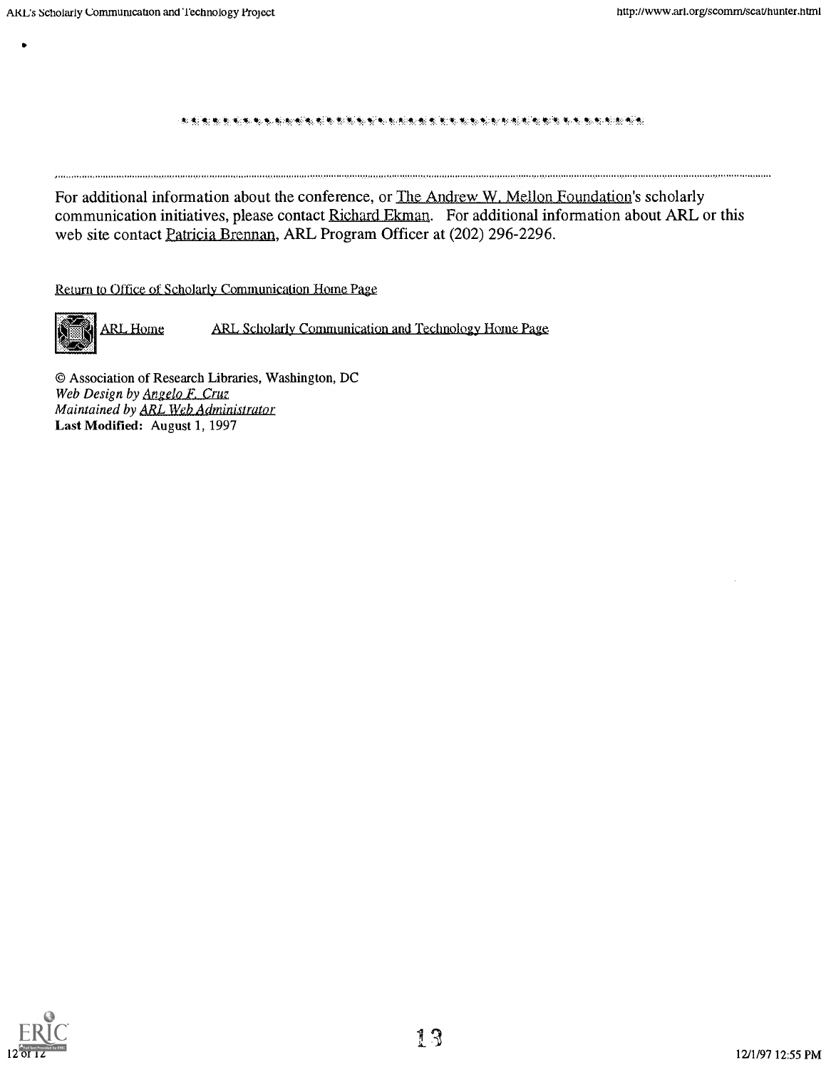---

For additional information about the conference, or The Andrew W. Mellon Foundation's scholarly communication initiatives, please contact Richard Ekman. For additional information about ARL or this web site contact Patricia Brennan, ARL Program Officer at (202) 296-2296.

Return to Office of Scholarly Communication Home Page

ARL Home    ARL Scholarly Communication and Technology Home Page

© Association of Research Libraries, Washington, DC
*Web Design by Angelo F. Cruz*
*Maintained by ARL Web Administrator*
**Last Modified:** August 1, 1997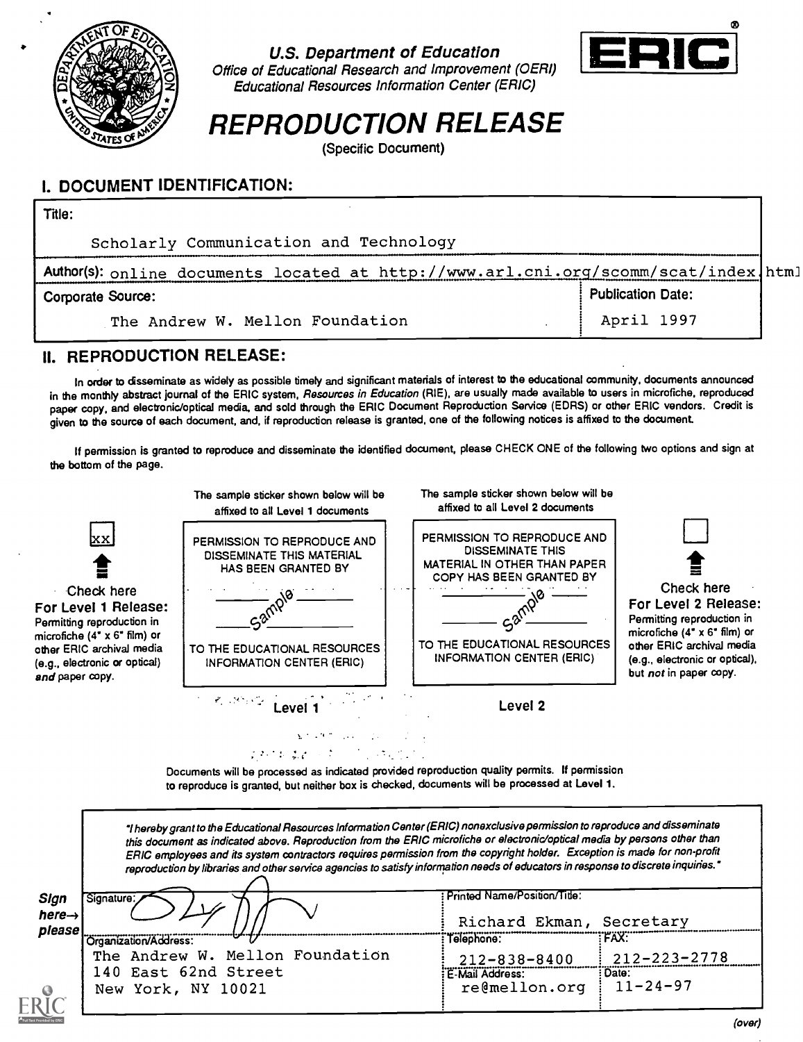U.S. Department of Education
Office of Educational Research and Improvement (OERI)
Educational Resources Information Center (ERIC)

# REPRODUCTION RELEASE

(Specific Document)

## I. DOCUMENT IDENTIFICATION:

| | |
|---|---|
| Title: Scholarly Communication and Technology | |
| Author(s): online documents located at http://www.arl.cni.org/scomm/scat/index.html | |
| Corporate Source: The Andrew W. Mellon Foundation | Publication Date: April 1997 |

## II. REPRODUCTION RELEASE:

In order to disseminate as widely as possible timely and significant materials of interest to the educational community, documents announced in the monthly abstract journal of the ERIC system, *Resources in Education* (RIE), are usually made available to users in microfiche, reproduced paper copy, and electronic/optical media, and sold through the ERIC Document Reproduction Service (EDRS) or other ERIC vendors. Credit is given to the source of each document, and, if reproduction release is granted, one of the following notices is affixed to the document.

If permission is granted to reproduce and disseminate the identified document, please CHECK ONE of the following two options and sign at the bottom of the page.

[xx] Check here **For Level 1 Release:** Permitting reproduction in microfiche (4" x 6" film) or other ERIC archival media (e.g., electronic or optical) *and* paper copy.

The sample sticker shown below will be affixed to all Level 1 documents

PERMISSION TO REPRODUCE AND DISSEMINATE THIS MATERIAL HAS BEEN GRANTED BY

Sample

TO THE EDUCATIONAL RESOURCES INFORMATION CENTER (ERIC)

Level 1

The sample sticker shown below will be affixed to all Level 2 documents

PERMISSION TO REPRODUCE AND DISSEMINATE THIS MATERIAL IN OTHER THAN PAPER COPY HAS BEEN GRANTED BY

Sample

TO THE EDUCATIONAL RESOURCES INFORMATION CENTER (ERIC)

Level 2

[ ] Check here **For Level 2 Release:** Permitting reproduction in microfiche (4" x 6" film) or other ERIC archival media (e.g., electronic or optical), but *not* in paper copy.

Documents will be processed as indicated provided reproduction quality permits. If permission to reproduce is granted, but neither box is checked, documents will be processed at Level 1.

*"I hereby grant to the Educational Resources Information Center (ERIC) nonexclusive permission to reproduce and disseminate this document as indicated above. Reproduction from the ERIC microfiche or electronic/optical media by persons other than ERIC employees and its system contractors requires permission from the copyright holder. Exception is made for non-profit reproduction by libraries and other service agencies to satisfy information needs of educators in response to discrete inquiries."*

**Sign here→ please**

| | | |
|---|---|---|
| Signature: [signature] | Printed Name/Position/Title: Richard Ekman, Secretary | |
| Organization/Address: The Andrew W. Mellon Foundation, 140 East 62nd Street, New York, NY 10021 | Telephone: 212-838-8400 | FAX: 212-223-2778 |
| | E-Mail Address: re@mellon.org | Date: 11-24-97 |

(over)